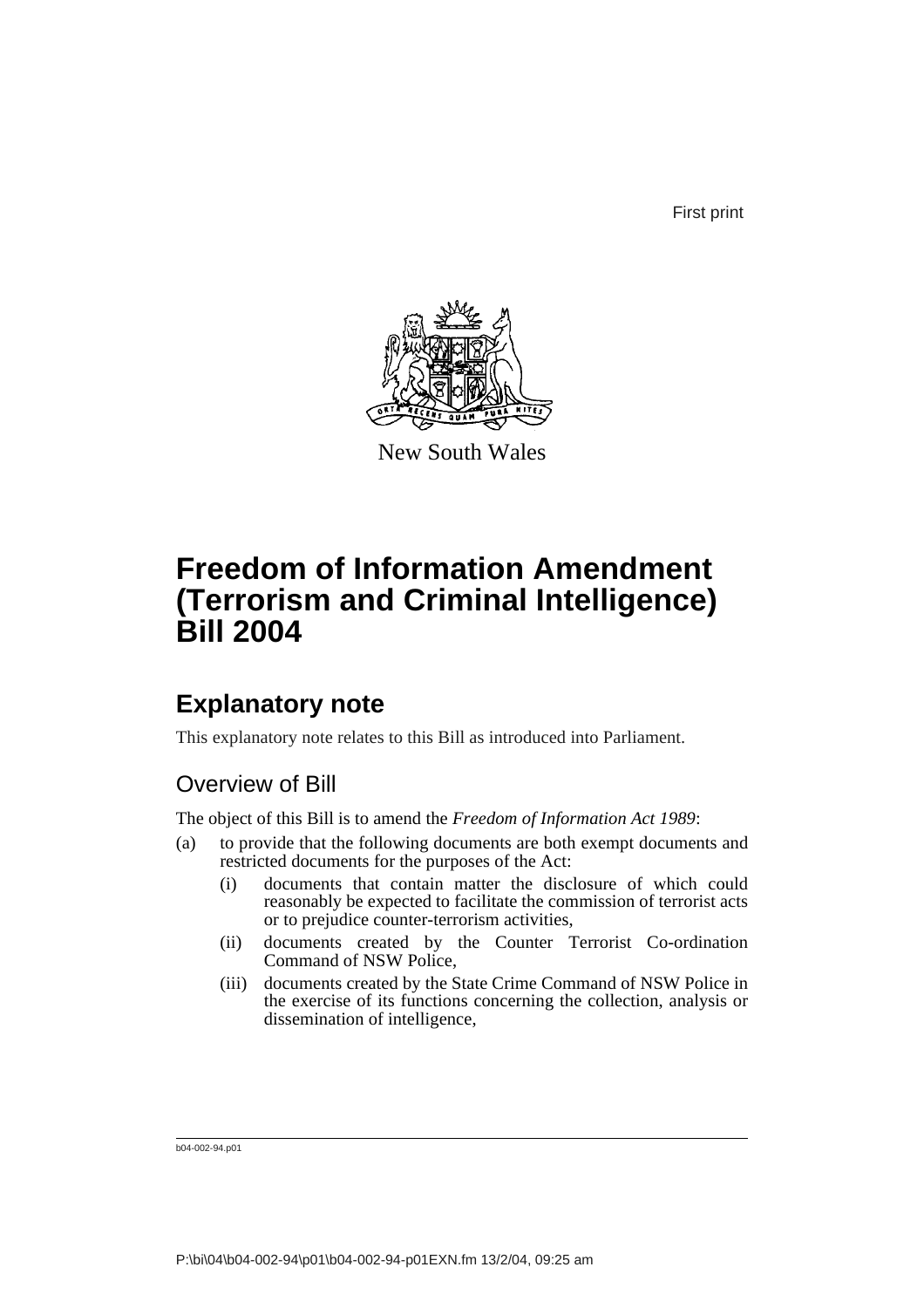First print

New South Wales

# Freedom of Information Amendment (Terrorism and Criminal Intelligence) Bill 2004

## Explanatory note

This explanatory note relates to this Bill as introduced into Parliament.

### Overview of Bill

The object of this Bill is to amend the *Freedom of Information Act 1989*:

(a) to provide that the following documents are both exempt documents and restricted documents for the purposes of the Act:

  (i) documents that contain matter the disclosure of which could reasonably be expected to facilitate the commission of terrorist acts or to prejudice counter-terrorism activities,

  (ii) documents created by the Counter Terrorist Co-ordination Command of NSW Police,

  (iii) documents created by the State Crime Command of NSW Police in the exercise of its functions concerning the collection, analysis or dissemination of intelligence,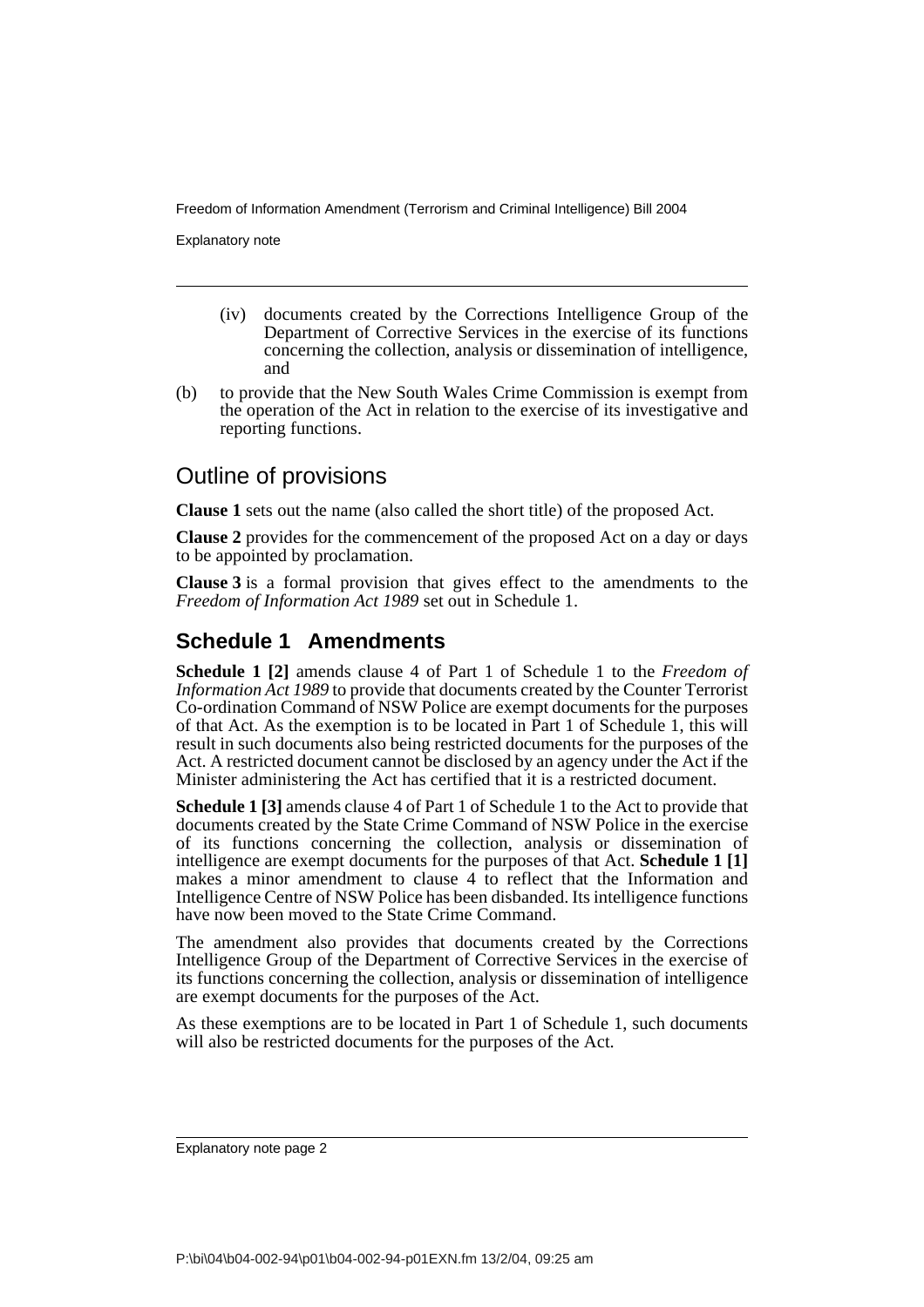(iv) documents created by the Corrections Intelligence Group of the Department of Corrective Services in the exercise of its functions concerning the collection, analysis or dissemination of intelligence, and

(b) to provide that the New South Wales Crime Commission is exempt from the operation of the Act in relation to the exercise of its investigative and reporting functions.

## Outline of provisions

**Clause 1** sets out the name (also called the short title) of the proposed Act.

**Clause 2** provides for the commencement of the proposed Act on a day or days to be appointed by proclamation.

**Clause 3** is a formal provision that gives effect to the amendments to the *Freedom of Information Act 1989* set out in Schedule 1.

### Schedule 1 Amendments

**Schedule 1 [2]** amends clause 4 of Part 1 of Schedule 1 to the *Freedom of Information Act 1989* to provide that documents created by the Counter Terrorist Co-ordination Command of NSW Police are exempt documents for the purposes of that Act. As the exemption is to be located in Part 1 of Schedule 1, this will result in such documents also being restricted documents for the purposes of the Act. A restricted document cannot be disclosed by an agency under the Act if the Minister administering the Act has certified that it is a restricted document.

**Schedule 1 [3]** amends clause 4 of Part 1 of Schedule 1 to the Act to provide that documents created by the State Crime Command of NSW Police in the exercise of its functions concerning the collection, analysis or dissemination of intelligence are exempt documents for the purposes of that Act. **Schedule 1 [1]** makes a minor amendment to clause 4 to reflect that the Information and Intelligence Centre of NSW Police has been disbanded. Its intelligence functions have now been moved to the State Crime Command.

The amendment also provides that documents created by the Corrections Intelligence Group of the Department of Corrective Services in the exercise of its functions concerning the collection, analysis or dissemination of intelligence are exempt documents for the purposes of the Act.

As these exemptions are to be located in Part 1 of Schedule 1, such documents will also be restricted documents for the purposes of the Act.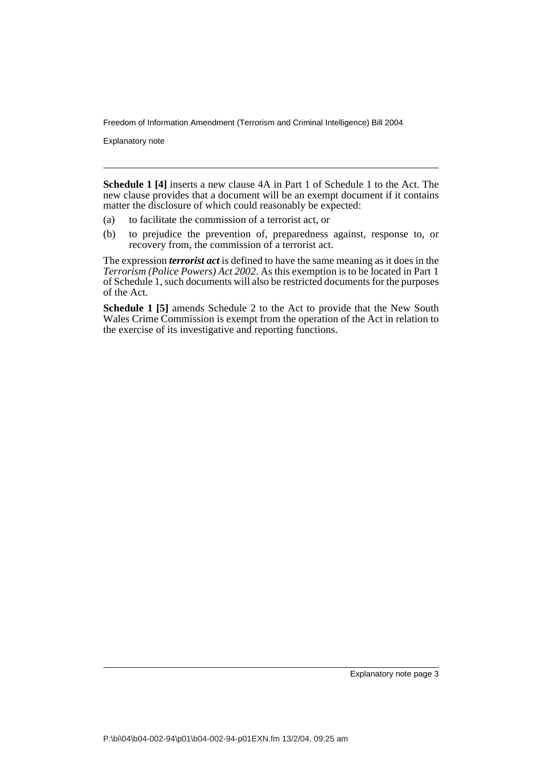**Schedule 1 [4]** inserts a new clause 4A in Part 1 of Schedule 1 to the Act. The new clause provides that a document will be an exempt document if it contains matter the disclosure of which could reasonably be expected:

(a) to facilitate the commission of a terrorist act, or

(b) to prejudice the prevention of, preparedness against, response to, or recovery from, the commission of a terrorist act.

The expression ***terrorist act*** is defined to have the same meaning as it does in the *Terrorism (Police Powers) Act 2002*. As this exemption is to be located in Part 1 of Schedule 1, such documents will also be restricted documents for the purposes of the Act.

**Schedule 1 [5]** amends Schedule 2 to the Act to provide that the New South Wales Crime Commission is exempt from the operation of the Act in relation to the exercise of its investigative and reporting functions.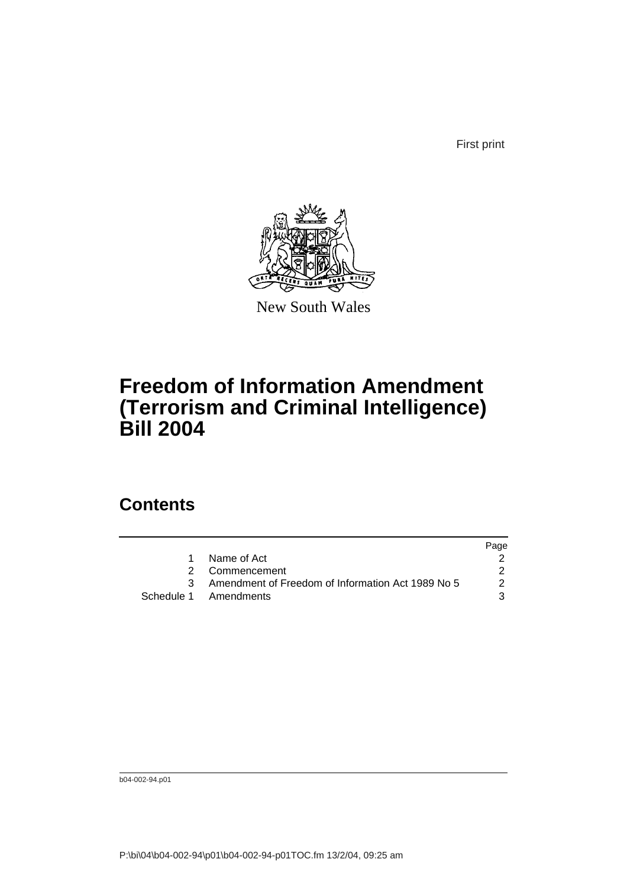First print

New South Wales

# Freedom of Information Amendment (Terrorism and Criminal Intelligence) Bill 2004

## Contents

| | | Page |
|---|---|---|
| 1 | Name of Act | 2 |
| 2 | Commencement | 2 |
| 3 | Amendment of Freedom of Information Act 1989 No 5 | 2 |
| Schedule 1 | Amendments | 3 |

b04-002-94.p01

P:\bi\04\b04-002-94\p01\b04-002-94-p01TOC.fm 13/2/04, 09:25 am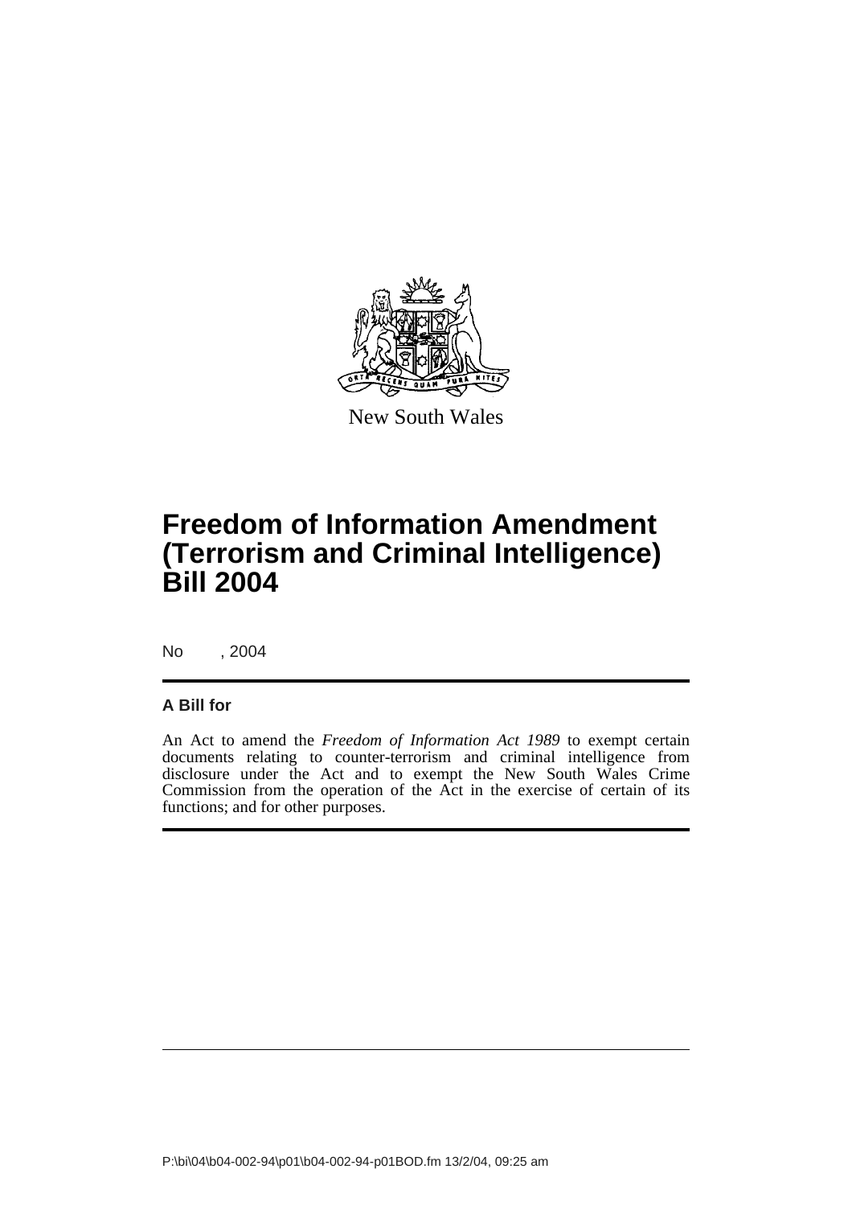New South Wales

# Freedom of Information Amendment (Terrorism and Criminal Intelligence) Bill 2004

No , 2004

### A Bill for

An Act to amend the *Freedom of Information Act 1989* to exempt certain documents relating to counter-terrorism and criminal intelligence from disclosure under the Act and to exempt the New South Wales Crime Commission from the operation of the Act in the exercise of certain of its functions; and for other purposes.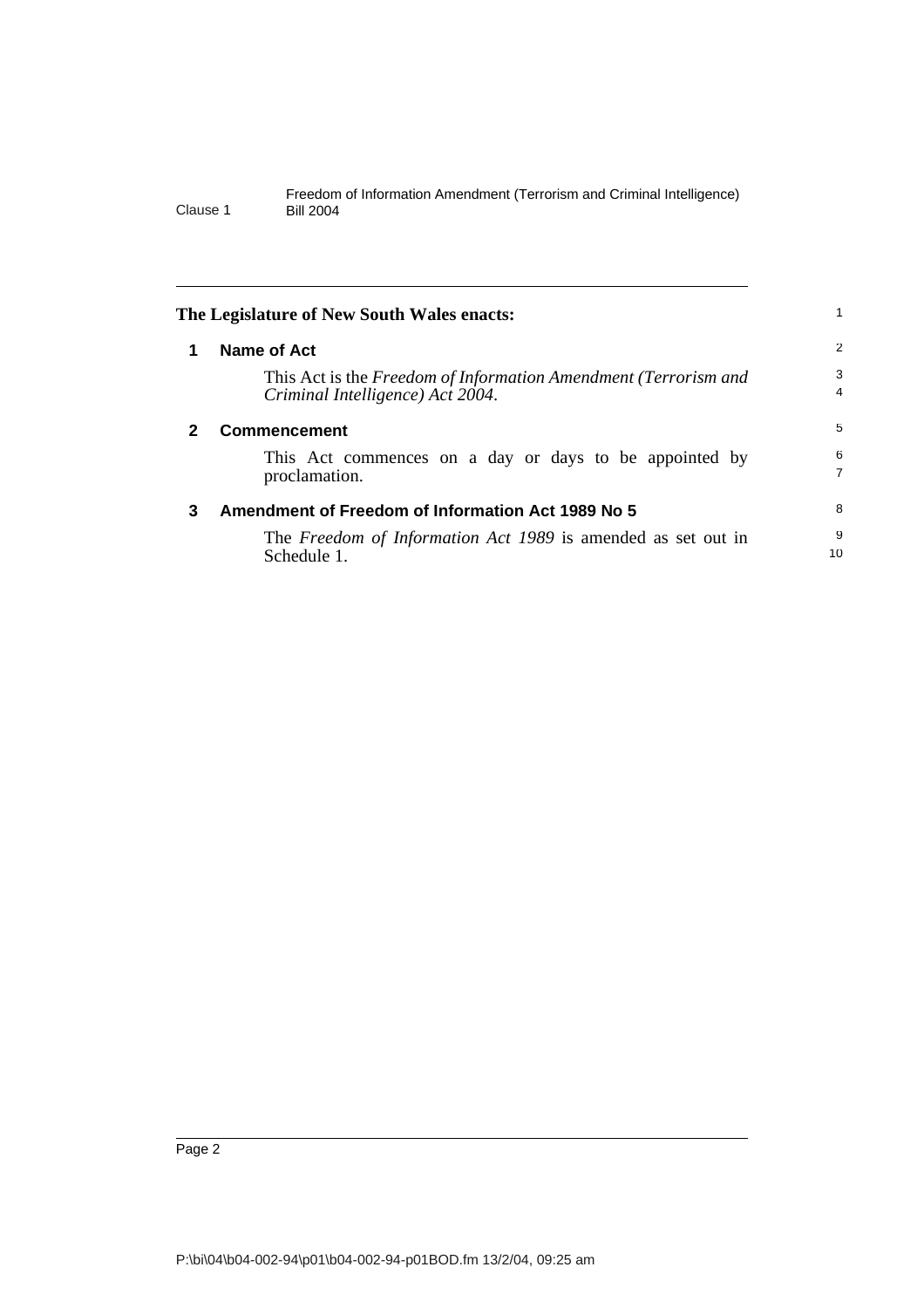**The Legislature of New South Wales enacts:**

## 1 Name of Act

This Act is the *Freedom of Information Amendment (Terrorism and Criminal Intelligence) Act 2004*.

## 2 Commencement

This Act commences on a day or days to be appointed by proclamation.

## 3 Amendment of Freedom of Information Act 1989 No 5

The *Freedom of Information Act 1989* is amended as set out in Schedule 1.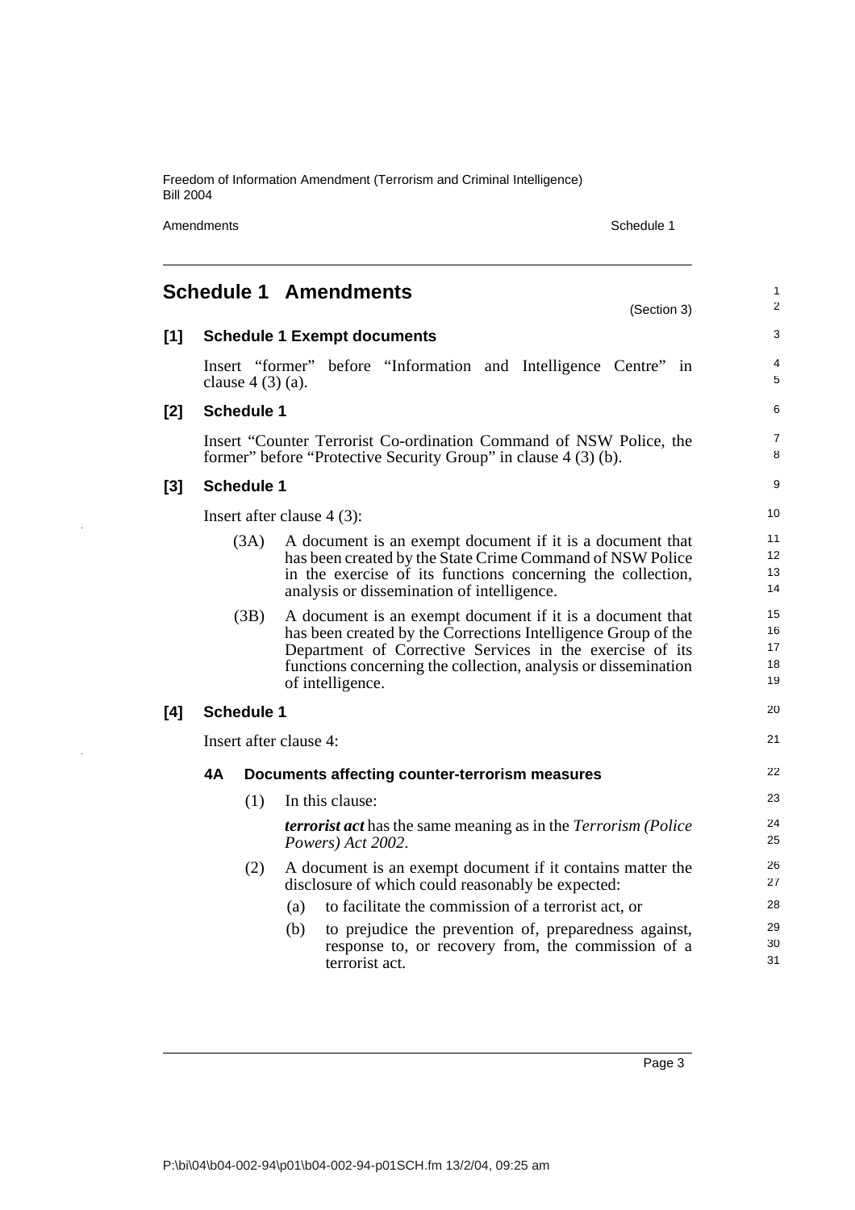# Schedule 1 Amendments

(Section 3)

**[1] Schedule 1 Exempt documents**

Insert "former" before "Information and Intelligence Centre" in clause 4 (3) (a).

**[2] Schedule 1**

Insert "Counter Terrorist Co-ordination Command of NSW Police, the former" before "Protective Security Group" in clause 4 (3) (b).

**[3] Schedule 1**

Insert after clause 4 (3):

(3A) A document is an exempt document if it is a document that has been created by the State Crime Command of NSW Police in the exercise of its functions concerning the collection, analysis or dissemination of intelligence.

(3B) A document is an exempt document if it is a document that has been created by the Corrections Intelligence Group of the Department of Corrective Services in the exercise of its functions concerning the collection, analysis or dissemination of intelligence.

**[4] Schedule 1**

Insert after clause 4:

**4A Documents affecting counter-terrorism measures**

(1) In this clause:

***terrorist act*** has the same meaning as in the *Terrorism (Police Powers) Act 2002*.

(2) A document is an exempt document if it contains matter the disclosure of which could reasonably be expected:

(a) to facilitate the commission of a terrorist act, or

(b) to prejudice the prevention of, preparedness against, response to, or recovery from, the commission of a terrorist act.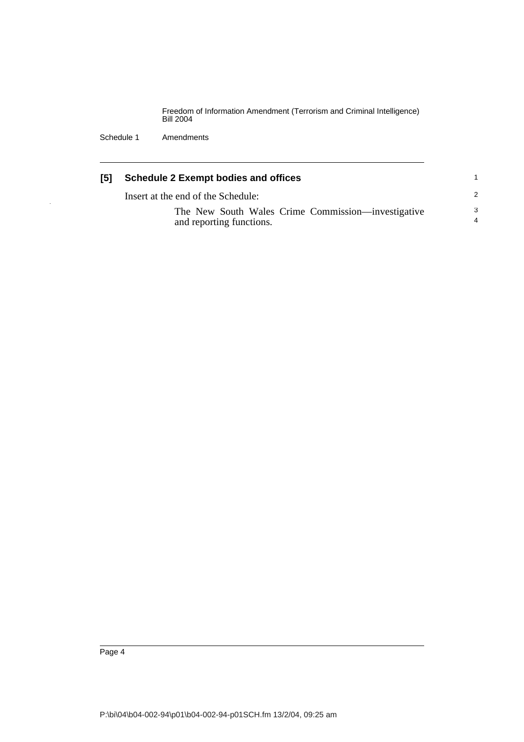### [5] Schedule 2 Exempt bodies and offices

Insert at the end of the Schedule:

> The New South Wales Crime Commission—investigative and reporting functions.